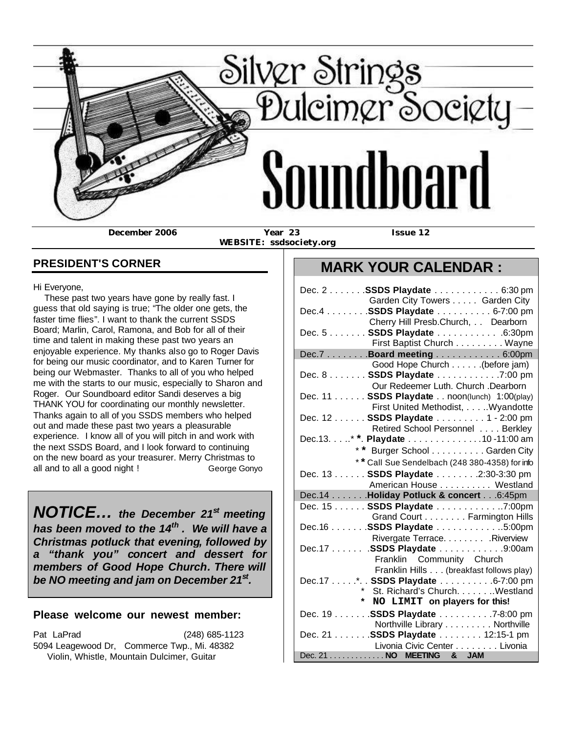# Silver Strings Dulcimer Society Soundboard

**December 2006** **Year 23** **Issue 12**

**WEBSITE: ssdsociety.org**

## PRESIDENT'S CORNER

Hi Everyone,

These past two years have gone by really fast. I guess that old saying is true; "The older one gets, the faster time flies". I want to thank the current SSDS Board; Marlin, Carol, Ramona, and Bob for all of their time and talent in making these past two years an enjoyable experience. My thanks also go to Roger Davis for being our music coordinator, and to Karen Turner for being our Webmaster. Thanks to all of you who helped me with the starts to our music, especially to Sharon and Roger. Our Soundboard editor Sandi deserves a big THANK YOU for coordinating our monthly newsletter. Thanks again to all of you SSDS members who helped out and made these past two years a pleasurable experience. I know all of you will pitch in and work with the next SSDS Board, and I look forward to continuing on the new board as your treasurer. Merry Christmas to all and to all a good night !

George Gonyo

***NOTICE… the December 21st meeting has been moved to the 14th. We will have a Christmas potluck that evening, followed by a "thank you" concert and dessert for members of Good Hope Church. There will be NO meeting and jam on December 21st.***

### Please welcome our newest member:

Pat LaPrad (248) 685-1123
5094 Leagewood Dr, Commerce Twp., Mi. 48382
Violin, Whistle, Mountain Dulcimer, Guitar

## MARK YOUR CALENDAR :

Dec. 2 . . . . . . .**SSDS Playdate** . . . . . . . . . . . . 6:30 pm
Garden City Towers . . . . . Garden City

Dec.4 . . . . . . . .**SSDS Playdate** . . . . . . . . . . 6-7:00 pm
Cherry Hill Presb.Church, . . Dearborn

Dec. 5 . . . . . . . **SSDS Playdate** . . . . . . . . . . . .6:30pm
First Baptist Church . . . . . . . . . Wayne

Dec.7 . . . . . . . .**Board meeting** . . . . . . . . . . . . 6:00pm
Good Hope Church . . . . . .(before jam)

Dec. 8 . . . . . . . **SSDS Playdate** . . . . . . . . . . . .7:00 pm
Our Redeemer Luth. Church .Dearborn

Dec. 11 . . . . . . **SSDS Playdate** . . noon(lunch) 1:00(play)
First United Methodist, . . . . .Wyandotte

Dec. 12 . . . . . . **SSDS Playdate** . . . . . . . . . 1 - 2:00 pm
Retired School Personnel . . . . Berkley

Dec.13. . . ..* **\***. **Playdate** . . . . . . . . . . . . . .10 -11:00 am
\* **\*** Burger School . . . . . . . . . . Garden City
\* **\*** Call Sue Sendelbach (248 380-4358) for info

Dec. 13 . . . . . . **SSDS Playdate** . . . . . . . .2:30-3:30 pm
American House . . . . . . . . . . Westland

Dec.14 . . . . . . .**Holiday Potluck & concert** . . .6:45pm

Dec. 15 . . . . . . **SSDS Playdate** . . . . . . . . . . . ..7:00pm
Grand Court . . . . . . . . Farmington Hills

Dec.16 . . . . . . .**SSDS Playdate** . . . . . . . . . . . ..5:00pm
Rivergate Terrace. . . . . . . . .Riverview

Dec.17 . . . . . . .**SSDS Playdate** . . . . . . . . . . . .9:00am
Franklin Community Church
Franklin Hills . . . (breakfast follows play)

Dec.17 . . . . .*. . **SSDS Playdate** . . . . . . . . . .6-7:00 pm
\* St. Richard's Church. . . . . . . .Westland
\* **NO LIMIT on players for this!**

Dec. 19 . . . . . . .**SSDS Playdate** . . . . . . . . . .7-8:00 pm
Northville Library . . . . . . . . . Northville

Dec. 21 . . . . . . .**SSDS Playdate** . . . . . . . . 12:15-1 pm
Livonia Civic Center . . . . . . . . Livonia

Dec. 21 . . . . . . . . . . . . .**NO MEETING & JAM**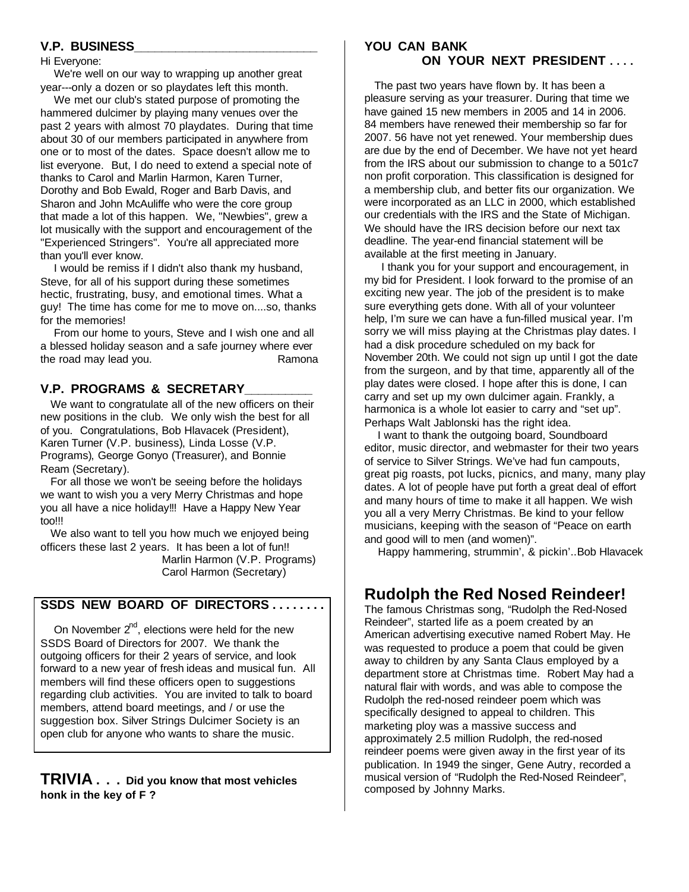## V.P. BUSINESS

Hi Everyone:

We're well on our way to wrapping up another great year---only a dozen or so playdates left this month.

We met our club's stated purpose of promoting the hammered dulcimer by playing many venues over the past 2 years with almost 70 playdates. During that time about 30 of our members participated in anywhere from one or to most of the dates. Space doesn't allow me to list everyone. But, I do need to extend a special note of thanks to Carol and Marlin Harmon, Karen Turner, Dorothy and Bob Ewald, Roger and Barb Davis, and Sharon and John McAuliffe who were the core group that made a lot of this happen. We, "Newbies", grew a lot musically with the support and encouragement of the "Experienced Stringers". You're all appreciated more than you'll ever know.

I would be remiss if I didn't also thank my husband, Steve, for all of his support during these sometimes hectic, frustrating, busy, and emotional times. What a guy! The time has come for me to move on....so, thanks for the memories!

From our home to yours, Steve and I wish one and all a blessed holiday season and a safe journey where ever the road may lead you. Ramona

## V.P. PROGRAMS & SECRETARY

We want to congratulate all of the new officers on their new positions in the club. We only wish the best for all of you. Congratulations, Bob Hlavacek (President), Karen Turner (V.P. business), Linda Losse (V.P. Programs), George Gonyo (Treasurer), and Bonnie Ream (Secretary).

For all those we won't be seeing before the holidays we want to wish you a very Merry Christmas and hope you all have a nice holiday!!! Have a Happy New Year too!!!

We also want to tell you how much we enjoyed being officers these last 2 years. It has been a lot of fun!!

Marlin Harmon (V.P. Programs)
Carol Harmon (Secretary)

## SSDS NEW BOARD OF DIRECTORS . . . . . . . .

On November 2nd, elections were held for the new SSDS Board of Directors for 2007. We thank the outgoing officers for their 2 years of service, and look forward to a new year of fresh ideas and musical fun. All members will find these officers open to suggestions regarding club activities. You are invited to talk to board members, attend board meetings, and / or use the suggestion box. Silver Strings Dulcimer Society is an open club for anyone who wants to share the music.

**TRIVIA . . . Did you know that most vehicles honk in the key of F ?**

## YOU CAN BANK ON YOUR NEXT PRESIDENT . . . .

The past two years have flown by. It has been a pleasure serving as your treasurer. During that time we have gained 15 new members in 2005 and 14 in 2006. 84 members have renewed their membership so far for 2007. 56 have not yet renewed. Your membership dues are due by the end of December. We have not yet heard from the IRS about our submission to change to a 501c7 non profit corporation. This classification is designed for a membership club, and better fits our organization. We were incorporated as an LLC in 2000, which established our credentials with the IRS and the State of Michigan. We should have the IRS decision before our next tax deadline. The year-end financial statement will be available at the first meeting in January.

I thank you for your support and encouragement, in my bid for President. I look forward to the promise of an exciting new year. The job of the president is to make sure everything gets done. With all of your volunteer help, I'm sure we can have a fun-filled musical year. I'm sorry we will miss playing at the Christmas play dates. I had a disk procedure scheduled on my back for November 20th. We could not sign up until I got the date from the surgeon, and by that time, apparently all of the play dates were closed. I hope after this is done, I can carry and set up my own dulcimer again. Frankly, a harmonica is a whole lot easier to carry and "set up". Perhaps Walt Jablonski has the right idea.

I want to thank the outgoing board, Soundboard editor, music director, and webmaster for their two years of service to Silver Strings. We've had fun campouts, great pig roasts, pot lucks, picnics, and many, many play dates. A lot of people have put forth a great deal of effort and many hours of time to make it all happen. We wish you all a very Merry Christmas. Be kind to your fellow musicians, keeping with the season of "Peace on earth and good will to men (and women)".

Happy hammering, strummin', & pickin'..Bob Hlavacek

## Rudolph the Red Nosed Reindeer!

The famous Christmas song, "Rudolph the Red-Nosed Reindeer", started life as a poem created by an American advertising executive named Robert May. He was requested to produce a poem that could be given away to children by any Santa Claus employed by a department store at Christmas time. Robert May had a natural flair with words, and was able to compose the Rudolph the red-nosed reindeer poem which was specifically designed to appeal to children. This marketing ploy was a massive success and approximately 2.5 million Rudolph, the red-nosed reindeer poems were given away in the first year of its publication. In 1949 the singer, Gene Autry, recorded a musical version of "Rudolph the Red-Nosed Reindeer", composed by Johnny Marks.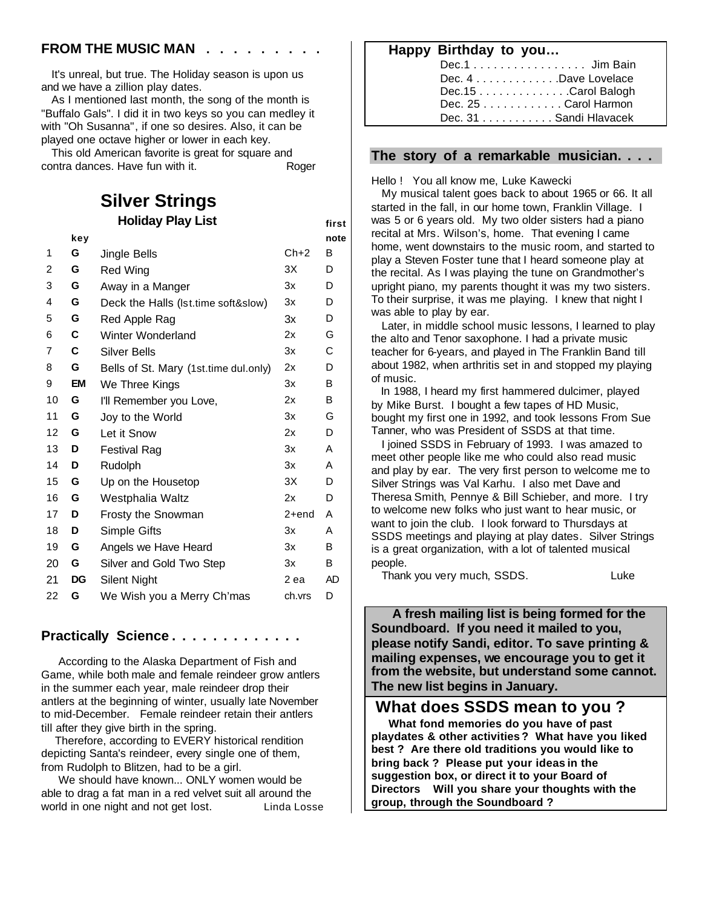## FROM THE MUSIC MAN . . . . . . . . .

It's unreal, but true. The Holiday season is upon us and we have a zillion play dates.

As I mentioned last month, the song of the month is "Buffalo Gals". I did it in two keys so you can medley it with "Oh Susanna", if one so desires. Also, it can be played one octave higher or lower in each key.

This old American favorite is great for square and contra dances. Have fun with it. Roger

# Silver Strings

### Holiday Play List

| | key | | | first note |
|---|---|---|---|---|
| 1 | **G** | Jingle Bells | Ch+2 | B |
| 2 | **G** | Red Wing | 3X | D |
| 3 | **G** | Away in a Manger | 3x | D |
| 4 | **G** | Deck the Halls (lst.time soft&slow) | 3x | D |
| 5 | **G** | Red Apple Rag | 3x | D |
| 6 | **C** | Winter Wonderland | 2x | G |
| 7 | **C** | Silver Bells | 3x | C |
| 8 | **G** | Bells of St. Mary (1st.time dul.only) | 2x | D |
| 9 | **EM** | We Three Kings | 3x | B |
| 10 | **G** | I'll Remember you Love, | 2x | B |
| 11 | **G** | Joy to the World | 3x | G |
| 12 | **G** | Let it Snow | 2x | D |
| 13 | **D** | Festival Rag | 3x | A |
| 14 | **D** | Rudolph | 3x | A |
| 15 | **G** | Up on the Housetop | 3X | D |
| 16 | **G** | Westphalia Waltz | 2x | D |
| 17 | **D** | Frosty the Snowman | 2+end | A |
| 18 | **D** | Simple Gifts | 3x | A |
| 19 | **G** | Angels we Have Heard | 3x | B |
| 20 | **G** | Silver and Gold Two Step | 3x | B |
| 21 | **DG** | Silent Night | 2 ea | AD |
| 22 | **G** | We Wish you a Merry Ch'mas | ch.vrs | D |

## Practically Science . . . . . . . . . . . .

According to the Alaska Department of Fish and Game, while both male and female reindeer grow antlers in the summer each year, male reindeer drop their antlers at the beginning of winter, usually late November to mid-December. Female reindeer retain their antlers till after they give birth in the spring.

Therefore, according to EVERY historical rendition depicting Santa's reindeer, every single one of them, from Rudolph to Blitzen, had to be a girl.

We should have known... ONLY women would be able to drag a fat man in a red velvet suit all around the world in one night and not get lost. Linda Losse

## Happy Birthday to you…

Dec.1 . . . . . . . . . . . . . . . . . Jim Bain
Dec. 4 . . . . . . . . . . . . .Dave Lovelace
Dec.15 . . . . . . . . . . . . . .Carol Balogh
Dec. 25 . . . . . . . . . . . . Carol Harmon
Dec. 31 . . . . . . . . . . . Sandi Hlavacek

## The story of a remarkable musician. . . .

Hello ! You all know me, Luke Kawecki

My musical talent goes back to about 1965 or 66. It all started in the fall, in our home town, Franklin Village. I was 5 or 6 years old. My two older sisters had a piano recital at Mrs. Wilson's, home. That evening I came home, went downstairs to the music room, and started to play a Steven Foster tune that I heard someone play at the recital. As I was playing the tune on Grandmother's upright piano, my parents thought it was my two sisters. To their surprise, it was me playing. I knew that night I was able to play by ear.

Later, in middle school music lessons, I learned to play the alto and Tenor saxophone. I had a private music teacher for 6-years, and played in The Franklin Band till about 1982, when arthritis set in and stopped my playing of music.

In 1988, I heard my first hammered dulcimer, played by Mike Burst. I bought a few tapes of HD Music, bought my first one in 1992, and took lessons From Sue Tanner, who was President of SSDS at that time.

I joined SSDS in February of 1993. I was amazed to meet other people like me who could also read music and play by ear. The very first person to welcome me to Silver Strings was Val Karhu. I also met Dave and Theresa Smith, Pennye & Bill Schieber, and more. I try to welcome new folks who just want to hear music, or want to join the club. I look forward to Thursdays at SSDS meetings and playing at play dates. Silver Strings is a great organization, with a lot of talented musical people.

Thank you very much, SSDS. Luke

**A fresh mailing list is being formed for the Soundboard. If you need it mailed to you, please notify Sandi, editor. To save printing & mailing expenses, we encourage you to get it from the website, but understand some cannot. The new list begins in January.**

## What does SSDS mean to you ?

**What fond memories do you have of past playdates & other activities ? What have you liked best ? Are there old traditions you would like to bring back ? Please put your ideas in the suggestion box, or direct it to your Board of Directors Will you share your thoughts with the group, through the Soundboard ?**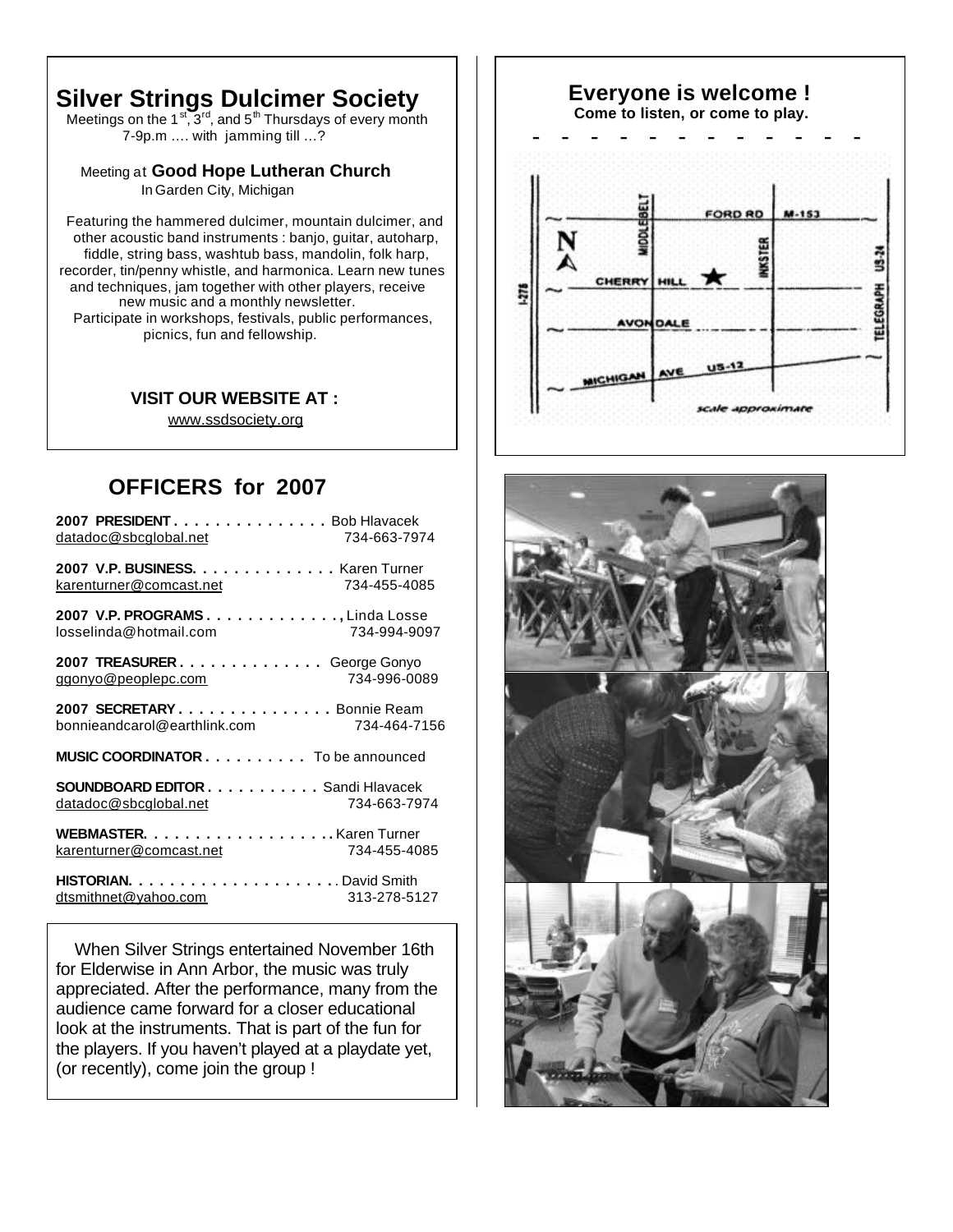## Silver Strings Dulcimer Society

Meetings on the 1st, 3rd, and 5th Thursdays of every month 7-9p.m .... with jamming till ...?

Meeting at **Good Hope Lutheran Church** In Garden City, Michigan

Featuring the hammered dulcimer, mountain dulcimer, and other acoustic band instruments : banjo, guitar, autoharp, fiddle, string bass, washtub bass, mandolin, folk harp, recorder, tin/penny whistle, and harmonica. Learn new tunes and techniques, jam together with other players, receive new music and a monthly newsletter. Participate in workshops, festivals, public performances, picnics, fun and fellowship.

**VISIT OUR WEBSITE AT :**

www.ssdsociety.org

## OFFICERS for 2007

**2007 PRESIDENT . . . . . . . . . . . . . . .** Bob Hlavacek
datadoc@sbcglobal.net 734-663-7974

**2007 V.P. BUSINESS. . . . . . . . . . . . . .** Karen Turner
karenturner@comcast.net 734-455-4085

**2007 V.P. PROGRAMS . . . . . . . . . . . . . ,** Linda Losse
losselinda@hotmail.com 734-994-9097

**2007 TREASURER . . . . . . . . . . . . . .** George Gonyo
ggonyo@peoplepc.com 734-996-0089

**2007 SECRETARY . . . . . . . . . . . . . . .** Bonnie Ream
bonnieandcarol@earthlink.com 734-464-7156

**MUSIC COORDINATOR . . . . . . . . . .** To be announced

**SOUNDBOARD EDITOR . . . . . . . . . . .** Sandi Hlavacek
datadoc@sbcglobal.net 734-663-7974

**WEBMASTER. . . . . . . . . . . . . . . . . . .** Karen Turner
karenturner@comcast.net 734-455-4085

**HISTORIAN. . . . . . . . . . . . . . . . . . . .** David Smith
dtsmithnet@yahoo.com 313-278-5127

When Silver Strings entertained November 16th for Elderwise in Ann Arbor, the music was truly appreciated. After the performance, many from the audience came forward for a closer educational look at the instruments. That is part of the fun for the players. If you haven't played at a playdate yet, (or recently), come join the group !

## Everyone is welcome !

**Come to listen, or come to play.**

FORD RD M-153
MIDDLEBELT
INKSTER
CHERRY HILL
I-275
US-24 TELEGRAPH
AVONDALE
MICHIGAN AVE US-12
N
scale approximate